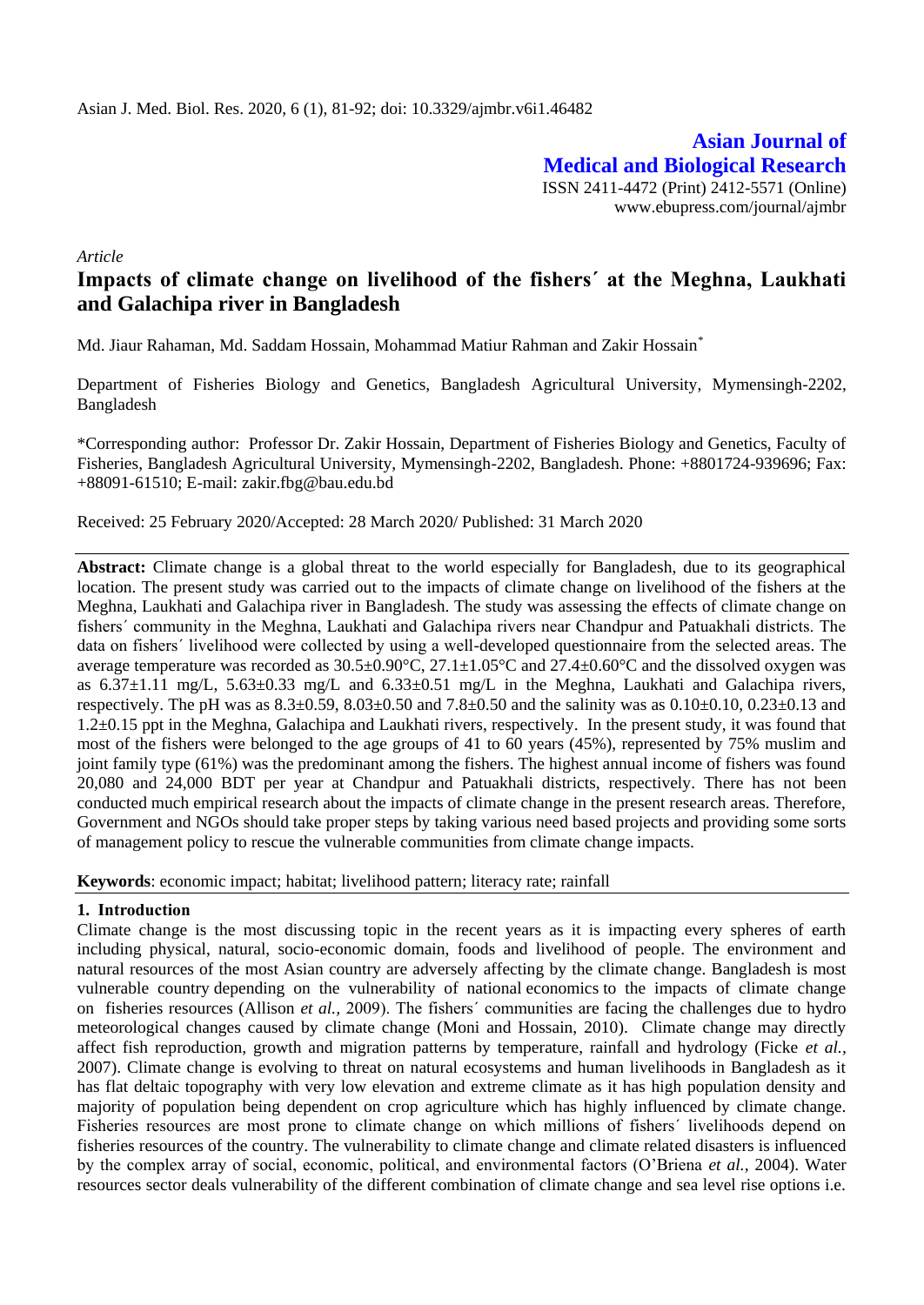**Asian Journal of Medical and Biological Research**

ISSN 2411-4472 (Print) 2412-5571 (Online)

www.ebupress.com/journal/ajmbr

*Article*

# Impacts of climate change on livelihood of the fishers´ at the Meghna, Laukhati and Galachipa river in Bangladesh

Md. Jiaur Rahaman, Md. Saddam Hossain, Mohammad Matiur Rahman and Zakir Hossain*

Department of Fisheries Biology and Genetics, Bangladesh Agricultural University, Mymensingh-2202, Bangladesh

*Corresponding author: Professor Dr. Zakir Hossain, Department of Fisheries Biology and Genetics, Faculty of Fisheries, Bangladesh Agricultural University, Mymensingh-2202, Bangladesh. Phone: +8801724-939696; Fax: +88091-61510; E-mail: zakir.fbg@bau.edu.bd

Received: 25 February 2020/Accepted: 28 March 2020/ Published: 31 March 2020

**Abstract:** Climate change is a global threat to the world especially for Bangladesh, due to its geographical location. The present study was carried out to the impacts of climate change on livelihood of the fishers at the Meghna, Laukhati and Galachipa river in Bangladesh. The study was assessing the effects of climate change on fishers´ community in the Meghna, Laukhati and Galachipa rivers near Chandpur and Patuakhali districts. The data on fishers´ livelihood were collected by using a well-developed questionnaire from the selected areas. The average temperature was recorded as 30.5±0.90°C, 27.1±1.05°C and 27.4±0.60°C and the dissolved oxygen was as 6.37±1.11 mg/L, 5.63±0.33 mg/L and 6.33±0.51 mg/L in the Meghna, Laukhati and Galachipa rivers, respectively. The pH was as 8.3±0.59, 8.03±0.50 and 7.8±0.50 and the salinity was as 0.10±0.10, 0.23±0.13 and 1.2±0.15 ppt in the Meghna, Galachipa and Laukhati rivers, respectively. In the present study, it was found that most of the fishers were belonged to the age groups of 41 to 60 years (45%), represented by 75% muslim and joint family type (61%) was the predominant among the fishers. The highest annual income of fishers was found 20,080 and 24,000 BDT per year at Chandpur and Patuakhali districts, respectively. There has not been conducted much empirical research about the impacts of climate change in the present research areas. Therefore, Government and NGOs should take proper steps by taking various need based projects and providing some sorts of management policy to rescue the vulnerable communities from climate change impacts.

**Keywords**: economic impact; habitat; livelihood pattern; literacy rate; rainfall

## 1. Introduction

Climate change is the most discussing topic in the recent years as it is impacting every spheres of earth including physical, natural, socio-economic domain, foods and livelihood of people. The environment and natural resources of the most Asian country are adversely affecting by the climate change. Bangladesh is most vulnerable country depending on the vulnerability of national economics to the impacts of climate change on fisheries resources (Allison *et al.*, 2009). The fishers´ communities are facing the challenges due to hydro meteorological changes caused by climate change (Moni and Hossain, 2010). Climate change may directly affect fish reproduction, growth and migration patterns by temperature, rainfall and hydrology (Ficke *et al.*, 2007). Climate change is evolving to threat on natural ecosystems and human livelihoods in Bangladesh as it has flat deltaic topography with very low elevation and extreme climate as it has high population density and majority of population being dependent on crop agriculture which has highly influenced by climate change. Fisheries resources are most prone to climate change on which millions of fishers´ livelihoods depend on fisheries resources of the country. The vulnerability to climate change and climate related disasters is influenced by the complex array of social, economic, political, and environmental factors (O'Briena *et al.*, 2004). Water resources sector deals vulnerability of the different combination of climate change and sea level rise options i.e.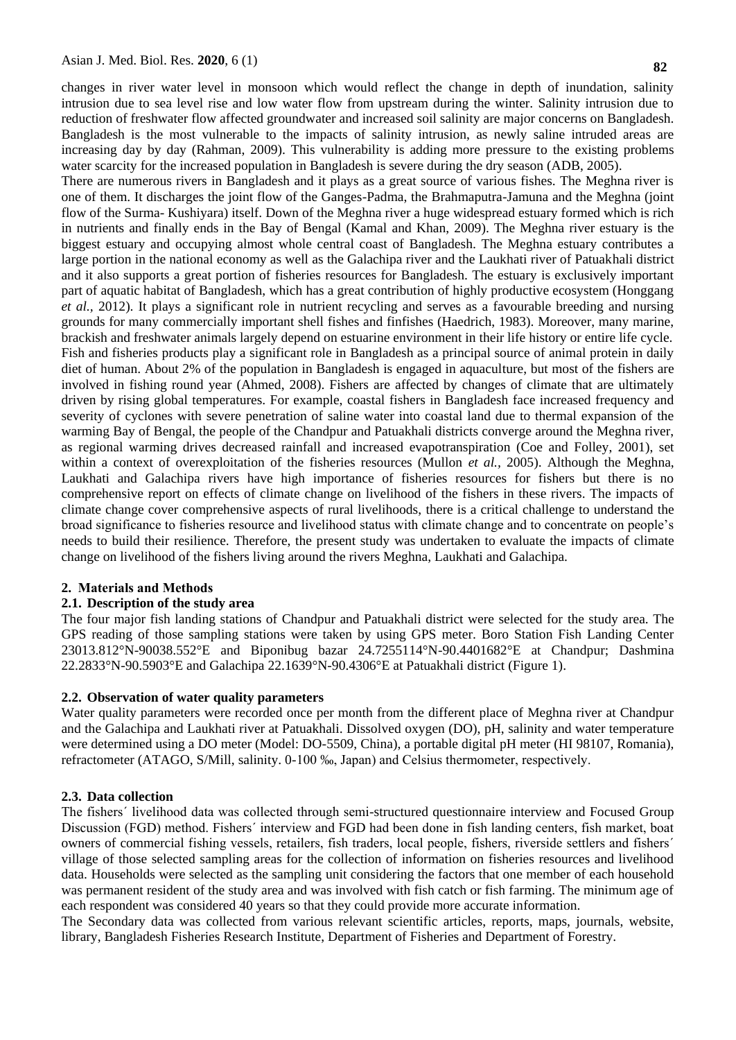changes in river water level in monsoon which would reflect the change in depth of inundation, salinity intrusion due to sea level rise and low water flow from upstream during the winter. Salinity intrusion due to reduction of freshwater flow affected groundwater and increased soil salinity are major concerns on Bangladesh. Bangladesh is the most vulnerable to the impacts of salinity intrusion, as newly saline intruded areas are increasing day by day (Rahman, 2009). This vulnerability is adding more pressure to the existing problems water scarcity for the increased population in Bangladesh is severe during the dry season (ADB, 2005).

There are numerous rivers in Bangladesh and it plays as a great source of various fishes. The Meghna river is one of them. It discharges the joint flow of the Ganges-Padma, the Brahmaputra-Jamuna and the Meghna (joint flow of the Surma- Kushiyara) itself. Down of the Meghna river a huge widespread estuary formed which is rich in nutrients and finally ends in the Bay of Bengal (Kamal and Khan, 2009). The Meghna river estuary is the biggest estuary and occupying almost whole central coast of Bangladesh. The Meghna estuary contributes a large portion in the national economy as well as the Galachipa river and the Laukhati river of Patuakhali district and it also supports a great portion of fisheries resources for Bangladesh. The estuary is exclusively important part of aquatic habitat of Bangladesh, which has a great contribution of highly productive ecosystem (Honggang *et al.,* 2012). It plays a significant role in nutrient recycling and serves as a favourable breeding and nursing grounds for many commercially important shell fishes and finfishes (Haedrich, 1983). Moreover, many marine, brackish and freshwater animals largely depend on estuarine environment in their life history or entire life cycle.

Fish and fisheries products play a significant role in Bangladesh as a principal source of animal protein in daily diet of human. About 2% of the population in Bangladesh is engaged in aquaculture, but most of the fishers are involved in fishing round year (Ahmed, 2008). Fishers are affected by changes of climate that are ultimately driven by rising global temperatures. For example, coastal fishers in Bangladesh face increased frequency and severity of cyclones with severe penetration of saline water into coastal land due to thermal expansion of the warming Bay of Bengal, the people of the Chandpur and Patuakhali districts converge around the Meghna river, as regional warming drives decreased rainfall and increased evapotranspiration (Coe and Folley, 2001), set within a context of overexploitation of the fisheries resources (Mullon *et al.,* 2005). Although the Meghna, Laukhati and Galachipa rivers have high importance of fisheries resources for fishers but there is no comprehensive report on effects of climate change on livelihood of the fishers in these rivers. The impacts of climate change cover comprehensive aspects of rural livelihoods, there is a critical challenge to understand the broad significance to fisheries resource and livelihood status with climate change and to concentrate on people's needs to build their resilience. Therefore, the present study was undertaken to evaluate the impacts of climate change on livelihood of the fishers living around the rivers Meghna, Laukhati and Galachipa.

## 2. Materials and Methods

### 2.1. Description of the study area

The four major fish landing stations of Chandpur and Patuakhali district were selected for the study area. The GPS reading of those sampling stations were taken by using GPS meter. Boro Station Fish Landing Center 23013.812°N-90038.552°E and Biponibug bazar 24.7255114°N-90.4401682°E at Chandpur; Dashmina 22.2833°N-90.5903°E and Galachipa 22.1639°N-90.4306°E at Patuakhali district (Figure 1).

### 2.2. Observation of water quality parameters

Water quality parameters were recorded once per month from the different place of Meghna river at Chandpur and the Galachipa and Laukhati river at Patuakhali. Dissolved oxygen (DO), pH, salinity and water temperature were determined using a DO meter (Model: DO-5509, China), a portable digital pH meter (HI 98107, Romania), refractometer (ATAGO, S/Mill, salinity. 0-100 ‰, Japan) and Celsius thermometer, respectively.

### 2.3. Data collection

The fishers´ livelihood data was collected through semi-structured questionnaire interview and Focused Group Discussion (FGD) method. Fishers´ interview and FGD had been done in fish landing centers, fish market, boat owners of commercial fishing vessels, retailers, fish traders, local people, fishers, riverside settlers and fishers´ village of those selected sampling areas for the collection of information on fisheries resources and livelihood data. Households were selected as the sampling unit considering the factors that one member of each household was permanent resident of the study area and was involved with fish catch or fish farming. The minimum age of each respondent was considered 40 years so that they could provide more accurate information.

The Secondary data was collected from various relevant scientific articles, reports, maps, journals, website, library, Bangladesh Fisheries Research Institute, Department of Fisheries and Department of Forestry.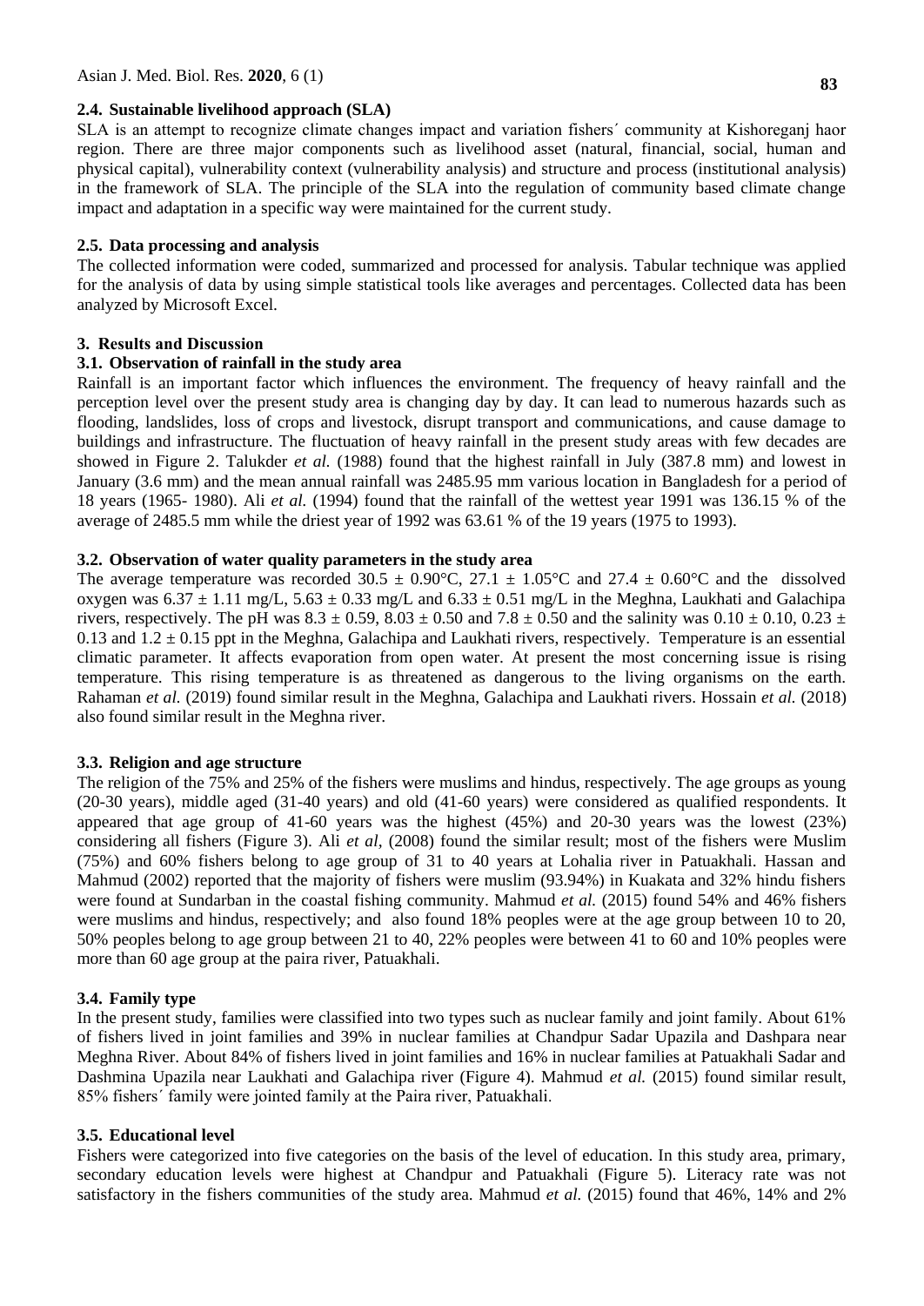### 2.4. Sustainable livelihood approach (SLA)

SLA is an attempt to recognize climate changes impact and variation fishers´ community at Kishoreganj haor region. There are three major components such as livelihood asset (natural, financial, social, human and physical capital), vulnerability context (vulnerability analysis) and structure and process (institutional analysis) in the framework of SLA. The principle of the SLA into the regulation of community based climate change impact and adaptation in a specific way were maintained for the current study.

### 2.5. Data processing and analysis

The collected information were coded, summarized and processed for analysis. Tabular technique was applied for the analysis of data by using simple statistical tools like averages and percentages. Collected data has been analyzed by Microsoft Excel.

## 3. Results and Discussion

### 3.1. Observation of rainfall in the study area

Rainfall is an important factor which influences the environment. The frequency of heavy rainfall and the perception level over the present study area is changing day by day. It can lead to numerous hazards such as flooding, landslides, loss of crops and livestock, disrupt transport and communications, and cause damage to buildings and infrastructure. The fluctuation of heavy rainfall in the present study areas with few decades are showed in Figure 2. Talukder *et al.* (1988) found that the highest rainfall in July (387.8 mm) and lowest in January (3.6 mm) and the mean annual rainfall was 2485.95 mm various location in Bangladesh for a period of 18 years (1965- 1980). Ali *et al.* (1994) found that the rainfall of the wettest year 1991 was 136.15 % of the average of 2485.5 mm while the driest year of 1992 was 63.61 % of the 19 years (1975 to 1993).

### 3.2. Observation of water quality parameters in the study area

The average temperature was recorded $30.5 \pm 0.90$°C, $27.1 \pm 1.05$°C and $27.4 \pm 0.60$°C and the dissolved oxygen was $6.37 \pm 1.11$ mg/L, $5.63 \pm 0.33$ mg/L and $6.33 \pm 0.51$ mg/L in the Meghna, Laukhati and Galachipa rivers, respectively. The pH was $8.3 \pm 0.59$, $8.03 \pm 0.50$ and $7.8 \pm 0.50$ and the salinity was $0.10 \pm 0.10$, $0.23 \pm 0.13$ and $1.2 \pm 0.15$ ppt in the Meghna, Galachipa and Laukhati rivers, respectively. Temperature is an essential climatic parameter. It affects evaporation from open water. At present the most concerning issue is rising temperature. This rising temperature is as threatened as dangerous to the living organisms on the earth. Rahaman *et al.* (2019) found similar result in the Meghna, Galachipa and Laukhati rivers. Hossain *et al.* (2018) also found similar result in the Meghna river.

### 3.3. Religion and age structure

The religion of the 75% and 25% of the fishers were muslims and hindus, respectively. The age groups as young (20-30 years), middle aged (31-40 years) and old (41-60 years) were considered as qualified respondents. It appeared that age group of 41-60 years was the highest (45%) and 20-30 years was the lowest (23%) considering all fishers (Figure 3). Ali *et al*, (2008) found the similar result; most of the fishers were Muslim (75%) and 60% fishers belong to age group of 31 to 40 years at Lohalia river in Patuakhali. Hassan and Mahmud (2002) reported that the majority of fishers were muslim (93.94%) in Kuakata and 32% hindu fishers were found at Sundarban in the coastal fishing community. Mahmud *et al.* (2015) found 54% and 46% fishers were muslims and hindus, respectively; and also found 18% peoples were at the age group between 10 to 20, 50% peoples belong to age group between 21 to 40, 22% peoples were between 41 to 60 and 10% peoples were more than 60 age group at the paira river, Patuakhali.

### 3.4. Family type

In the present study, families were classified into two types such as nuclear family and joint family. About 61% of fishers lived in joint families and 39% in nuclear families at Chandpur Sadar Upazila and Dashpara near Meghna River. About 84% of fishers lived in joint families and 16% in nuclear families at Patuakhali Sadar and Dashmina Upazila near Laukhati and Galachipa river (Figure 4). Mahmud *et al.* (2015) found similar result, 85% fishers´ family were jointed family at the Paira river, Patuakhali.

### 3.5. Educational level

Fishers were categorized into five categories on the basis of the level of education. In this study area, primary, secondary education levels were highest at Chandpur and Patuakhali (Figure 5). Literacy rate was not satisfactory in the fishers communities of the study area. Mahmud *et al.* (2015) found that 46%, 14% and 2%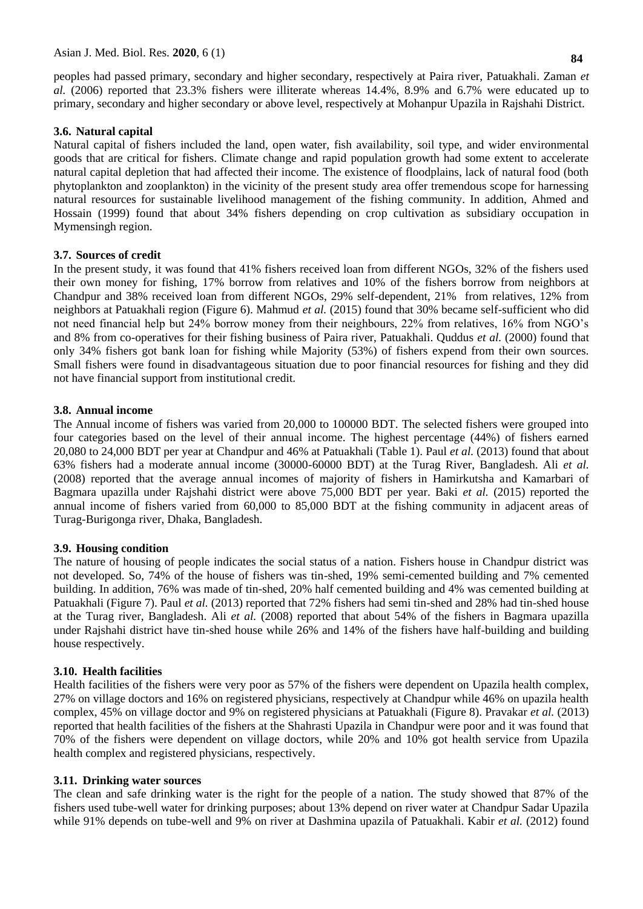peoples had passed primary, secondary and higher secondary, respectively at Paira river, Patuakhali. Zaman *et al.* (2006) reported that 23.3% fishers were illiterate whereas 14.4%, 8.9% and 6.7% were educated up to primary, secondary and higher secondary or above level, respectively at Mohanpur Upazila in Rajshahi District.

### 3.6. Natural capital

Natural capital of fishers included the land, open water, fish availability, soil type, and wider environmental goods that are critical for fishers. Climate change and rapid population growth had some extent to accelerate natural capital depletion that had affected their income. The existence of floodplains, lack of natural food (both phytoplankton and zooplankton) in the vicinity of the present study area offer tremendous scope for harnessing natural resources for sustainable livelihood management of the fishing community. In addition, Ahmed and Hossain (1999) found that about 34% fishers depending on crop cultivation as subsidiary occupation in Mymensingh region.

### 3.7. Sources of credit

In the present study, it was found that 41% fishers received loan from different NGOs, 32% of the fishers used their own money for fishing, 17% borrow from relatives and 10% of the fishers borrow from neighbors at Chandpur and 38% received loan from different NGOs, 29% self-dependent, 21% from relatives, 12% from neighbors at Patuakhali region (Figure 6). Mahmud *et al.* (2015) found that 30% became self-sufficient who did not need financial help but 24% borrow money from their neighbours, 22% from relatives, 16% from NGO's and 8% from co-operatives for their fishing business of Paira river, Patuakhali. Quddus *et al.* (2000) found that only 34% fishers got bank loan for fishing while Majority (53%) of fishers expend from their own sources. Small fishers were found in disadvantageous situation due to poor financial resources for fishing and they did not have financial support from institutional credit.

### 3.8. Annual income

The Annual income of fishers was varied from 20,000 to 100000 BDT. The selected fishers were grouped into four categories based on the level of their annual income. The highest percentage (44%) of fishers earned 20,080 to 24,000 BDT per year at Chandpur and 46% at Patuakhali (Table 1). Paul *et al.* (2013) found that about 63% fishers had a moderate annual income (30000-60000 BDT) at the Turag River, Bangladesh. Ali *et al.* (2008) reported that the average annual incomes of majority of fishers in Hamirkutsha and Kamarbari of Bagmara upazilla under Rajshahi district were above 75,000 BDT per year. Baki *et al.* (2015) reported the annual income of fishers varied from 60,000 to 85,000 BDT at the fishing community in adjacent areas of Turag-Burigonga river, Dhaka, Bangladesh.

### 3.9. Housing condition

The nature of housing of people indicates the social status of a nation. Fishers house in Chandpur district was not developed. So, 74% of the house of fishers was tin-shed, 19% semi-cemented building and 7% cemented building. In addition, 76% was made of tin-shed, 20% half cemented building and 4% was cemented building at Patuakhali (Figure 7). Paul *et al.* (2013) reported that 72% fishers had semi tin-shed and 28% had tin-shed house at the Turag river, Bangladesh. Ali *et al.* (2008) reported that about 54% of the fishers in Bagmara upazilla under Rajshahi district have tin-shed house while 26% and 14% of the fishers have half-building and building house respectively.

### 3.10. Health facilities

Health facilities of the fishers were very poor as 57% of the fishers were dependent on Upazila health complex, 27% on village doctors and 16% on registered physicians, respectively at Chandpur while 46% on upazila health complex, 45% on village doctor and 9% on registered physicians at Patuakhali (Figure 8). Pravakar *et al.* (2013) reported that health facilities of the fishers at the Shahrasti Upazila in Chandpur were poor and it was found that 70% of the fishers were dependent on village doctors, while 20% and 10% got health service from Upazila health complex and registered physicians, respectively.

### 3.11. Drinking water sources

The clean and safe drinking water is the right for the people of a nation. The study showed that 87% of the fishers used tube-well water for drinking purposes; about 13% depend on river water at Chandpur Sadar Upazila while 91% depends on tube-well and 9% on river at Dashmina upazila of Patuakhali. Kabir *et al.* (2012) found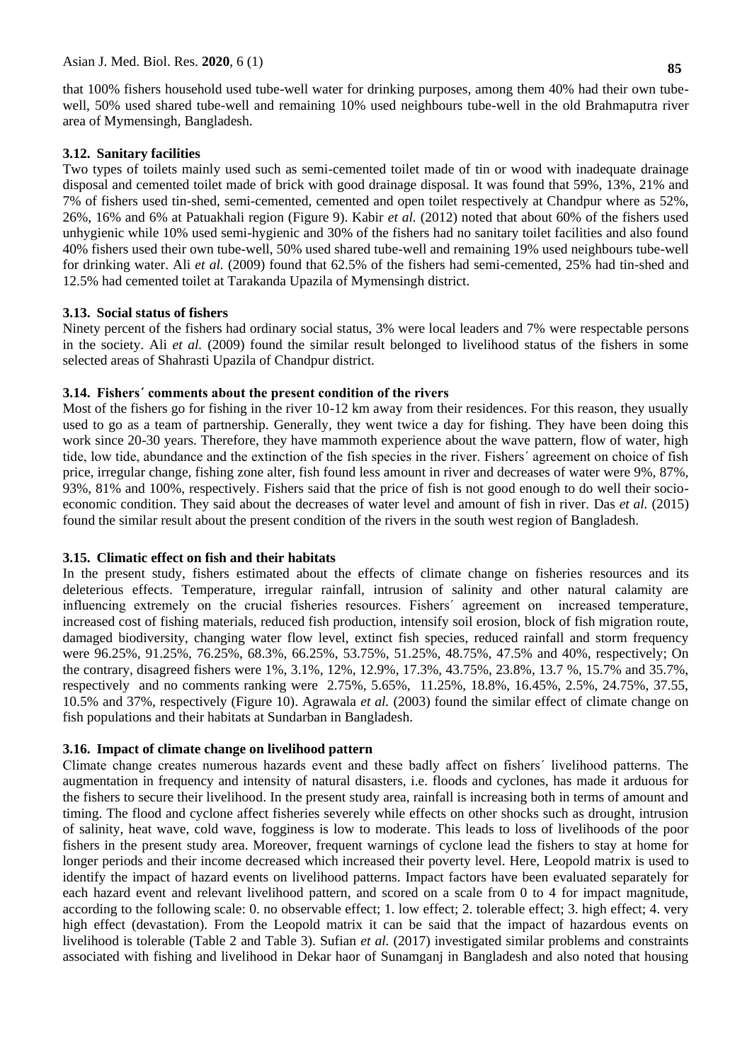that 100% fishers household used tube-well water for drinking purposes, among them 40% had their own tube-well, 50% used shared tube-well and remaining 10% used neighbours tube-well in the old Brahmaputra river area of Mymensingh, Bangladesh.

### 3.12. Sanitary facilities

Two types of toilets mainly used such as semi-cemented toilet made of tin or wood with inadequate drainage disposal and cemented toilet made of brick with good drainage disposal. It was found that 59%, 13%, 21% and 7% of fishers used tin-shed, semi-cemented, cemented and open toilet respectively at Chandpur where as 52%, 26%, 16% and 6% at Patuakhali region (Figure 9). Kabir *et al.* (2012) noted that about 60% of the fishers used unhygienic while 10% used semi-hygienic and 30% of the fishers had no sanitary toilet facilities and also found 40% fishers used their own tube-well, 50% used shared tube-well and remaining 19% used neighbours tube-well for drinking water. Ali *et al.* (2009) found that 62.5% of the fishers had semi-cemented, 25% had tin-shed and 12.5% had cemented toilet at Tarakanda Upazila of Mymensingh district.

### 3.13. Social status of fishers

Ninety percent of the fishers had ordinary social status, 3% were local leaders and 7% were respectable persons in the society. Ali *et al.* (2009) found the similar result belonged to livelihood status of the fishers in some selected areas of Shahrasti Upazila of Chandpur district.

### 3.14. Fishers´ comments about the present condition of the rivers

Most of the fishers go for fishing in the river 10-12 km away from their residences. For this reason, they usually used to go as a team of partnership. Generally, they went twice a day for fishing. They have been doing this work since 20-30 years. Therefore, they have mammoth experience about the wave pattern, flow of water, high tide, low tide, abundance and the extinction of the fish species in the river. Fishers´ agreement on choice of fish price, irregular change, fishing zone alter, fish found less amount in river and decreases of water were 9%, 87%, 93%, 81% and 100%, respectively. Fishers said that the price of fish is not good enough to do well their socio-economic condition. They said about the decreases of water level and amount of fish in river. Das *et al.* (2015) found the similar result about the present condition of the rivers in the south west region of Bangladesh.

### 3.15. Climatic effect on fish and their habitats

In the present study, fishers estimated about the effects of climate change on fisheries resources and its deleterious effects. Temperature, irregular rainfall, intrusion of salinity and other natural calamity are influencing extremely on the crucial fisheries resources. Fishers´ agreement on increased temperature, increased cost of fishing materials, reduced fish production, intensify soil erosion, block of fish migration route, damaged biodiversity, changing water flow level, extinct fish species, reduced rainfall and storm frequency were 96.25%, 91.25%, 76.25%, 68.3%, 66.25%, 53.75%, 51.25%, 48.75%, 47.5% and 40%, respectively; On the contrary, disagreed fishers were 1%, 3.1%, 12%, 12.9%, 17.3%, 43.75%, 23.8%, 13.7 %, 15.7% and 35.7%, respectively and no comments ranking were 2.75%, 5.65%, 11.25%, 18.8%, 16.45%, 2.5%, 24.75%, 37.55, 10.5% and 37%, respectively (Figure 10). Agrawala *et al.* (2003) found the similar effect of climate change on fish populations and their habitats at Sundarban in Bangladesh.

### 3.16. Impact of climate change on livelihood pattern

Climate change creates numerous hazards event and these badly affect on fishers´ livelihood patterns. The augmentation in frequency and intensity of natural disasters, i.e. floods and cyclones, has made it arduous for the fishers to secure their livelihood. In the present study area, rainfall is increasing both in terms of amount and timing. The flood and cyclone affect fisheries severely while effects on other shocks such as drought, intrusion of salinity, heat wave, cold wave, fogginess is low to moderate. This leads to loss of livelihoods of the poor fishers in the present study area. Moreover, frequent warnings of cyclone lead the fishers to stay at home for longer periods and their income decreased which increased their poverty level. Here, Leopold matrix is used to identify the impact of hazard events on livelihood patterns. Impact factors have been evaluated separately for each hazard event and relevant livelihood pattern, and scored on a scale from 0 to 4 for impact magnitude, according to the following scale: 0. no observable effect; 1. low effect; 2. tolerable effect; 3. high effect; 4. very high effect (devastation). From the Leopold matrix it can be said that the impact of hazardous events on livelihood is tolerable (Table 2 and Table 3). Sufian *et al.* (2017) investigated similar problems and constraints associated with fishing and livelihood in Dekar haor of Sunamganj in Bangladesh and also noted that housing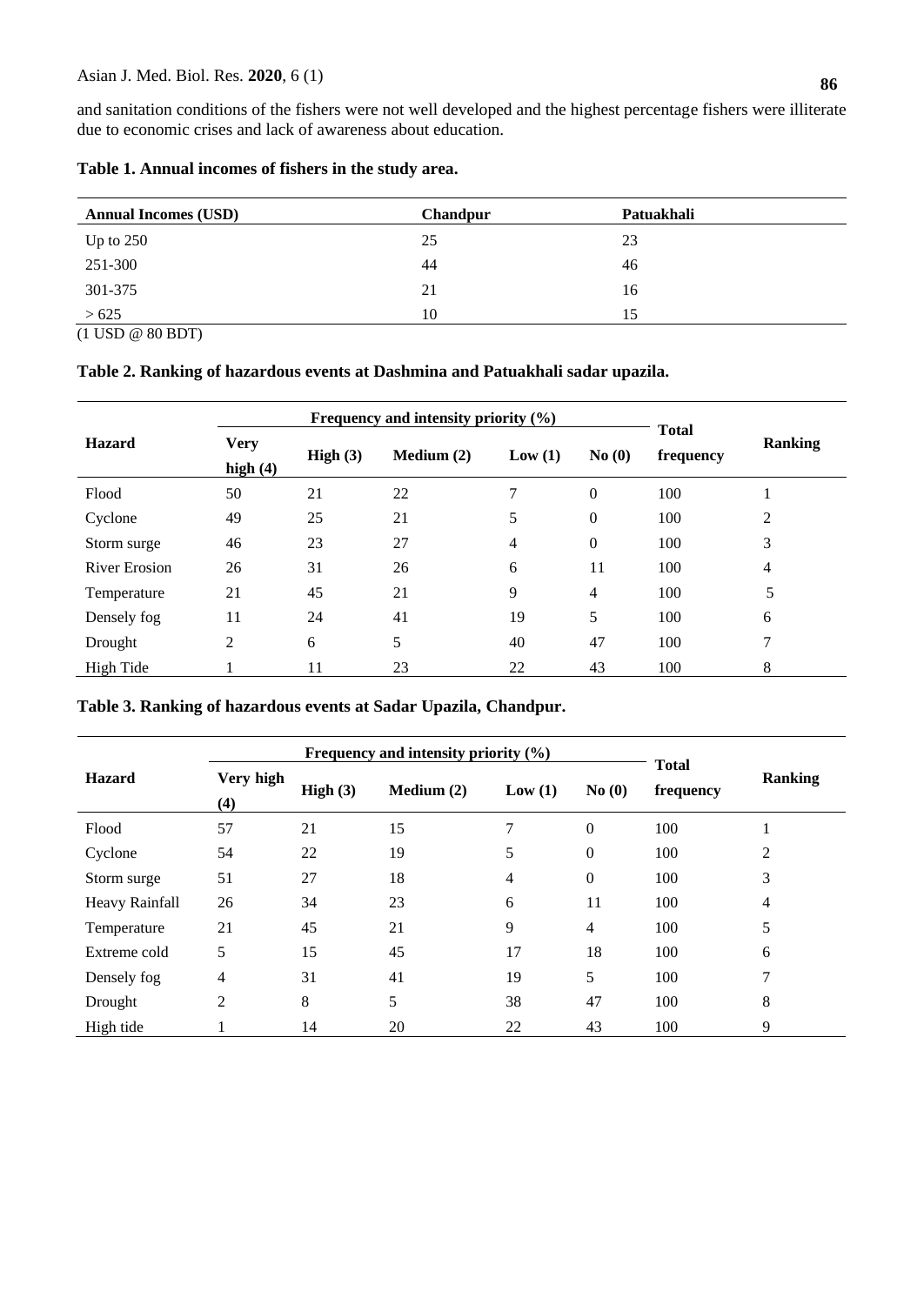and sanitation conditions of the fishers were not well developed and the highest percentage fishers were illiterate due to economic crises and lack of awareness about education.

**Table 1. Annual incomes of fishers in the study area.**

| Annual Incomes (USD) | Chandpur | Patuakhali |
|---|---|---|
| Up to 250 | 25 | 23 |
| 251-300 | 44 | 46 |
| 301-375 | 21 | 16 |
| > 625 | 10 | 15 |

(1 USD @ 80 BDT)

**Table 2. Ranking of hazardous events at Dashmina and Patuakhali sadar upazila.**

| Hazard | Frequency and intensity priority (%) | | | | | Total frequency | Ranking |
|---|---|---|---|---|---|---|---|
| | Very high (4) | High (3) | Medium (2) | Low (1) | No (0) | | |
| Flood | 50 | 21 | 22 | 7 | 0 | 100 | 1 |
| Cyclone | 49 | 25 | 21 | 5 | 0 | 100 | 2 |
| Storm surge | 46 | 23 | 27 | 4 | 0 | 100 | 3 |
| River Erosion | 26 | 31 | 26 | 6 | 11 | 100 | 4 |
| Temperature | 21 | 45 | 21 | 9 | 4 | 100 | 5 |
| Densely fog | 11 | 24 | 41 | 19 | 5 | 100 | 6 |
| Drought | 2 | 6 | 5 | 40 | 47 | 100 | 7 |
| High Tide | 1 | 11 | 23 | 22 | 43 | 100 | 8 |

**Table 3. Ranking of hazardous events at Sadar Upazila, Chandpur.**

| Hazard | Frequency and intensity priority (%) | | | | | Total frequency | Ranking |
|---|---|---|---|---|---|---|---|
| | Very high (4) | High (3) | Medium (2) | Low (1) | No (0) | | |
| Flood | 57 | 21 | 15 | 7 | 0 | 100 | 1 |
| Cyclone | 54 | 22 | 19 | 5 | 0 | 100 | 2 |
| Storm surge | 51 | 27 | 18 | 4 | 0 | 100 | 3 |
| Heavy Rainfall | 26 | 34 | 23 | 6 | 11 | 100 | 4 |
| Temperature | 21 | 45 | 21 | 9 | 4 | 100 | 5 |
| Extreme cold | 5 | 15 | 45 | 17 | 18 | 100 | 6 |
| Densely fog | 4 | 31 | 41 | 19 | 5 | 100 | 7 |
| Drought | 2 | 8 | 5 | 38 | 47 | 100 | 8 |
| High tide | 1 | 14 | 20 | 22 | 43 | 100 | 9 |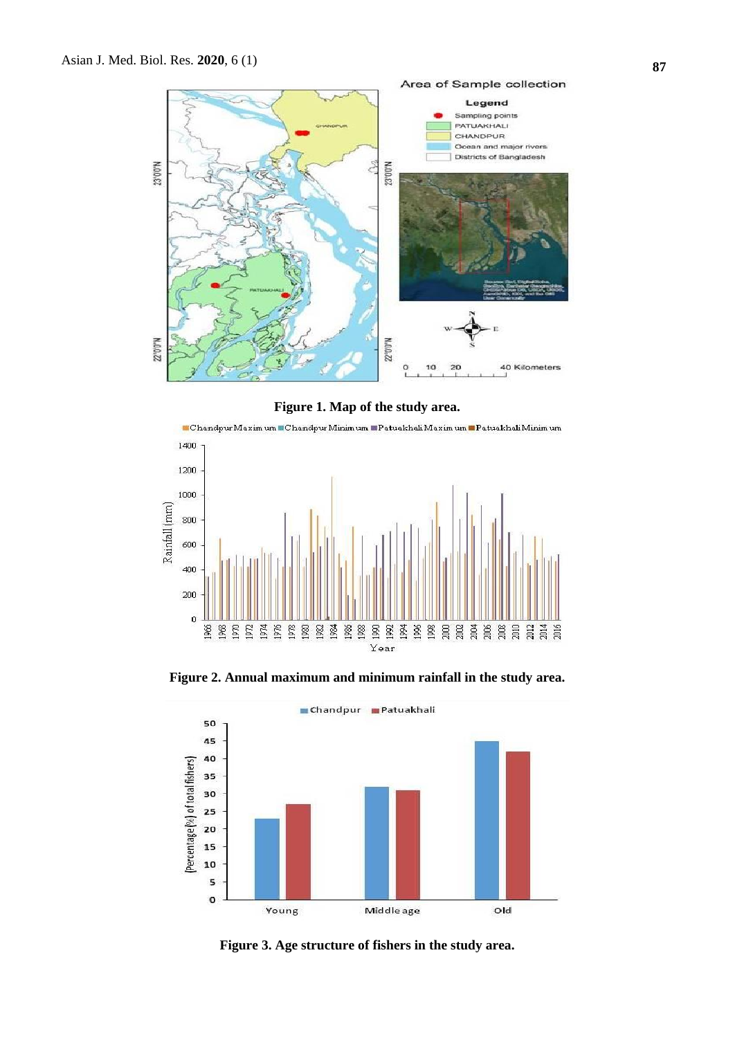**Figure 1. Map of the study area.**

**Figure 2. Annual maximum and minimum rainfall in the study area.**

**Figure 3. Age structure of fishers in the study area.**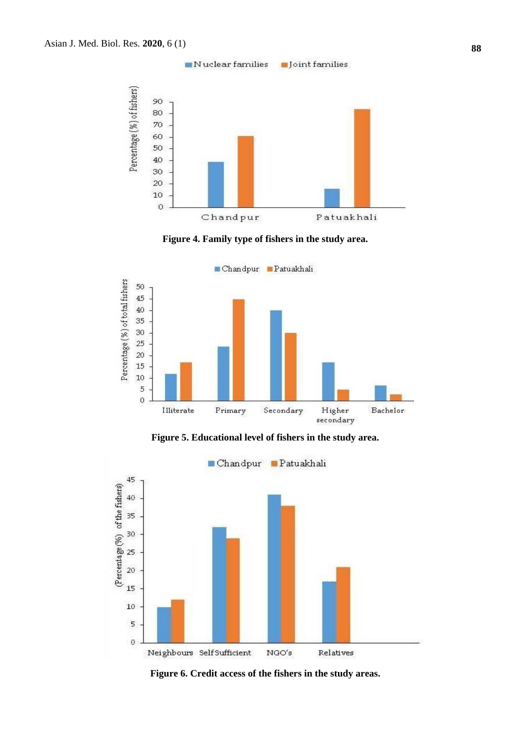Figure 4. Family type of fishers in the study area.

Figure 5. Educational level of fishers in the study area.

Figure 6. Credit access of the fishers in the study areas.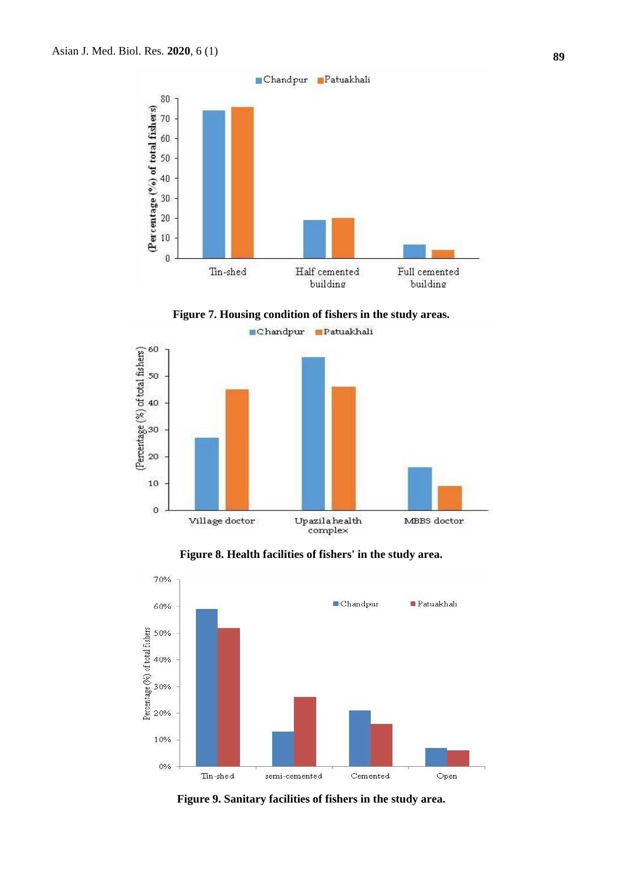Figure 7. Housing condition of fishers in the study areas.

Figure 8. Health facilities of fishers' in the study area.

Figure 9. Sanitary facilities of fishers in the study area.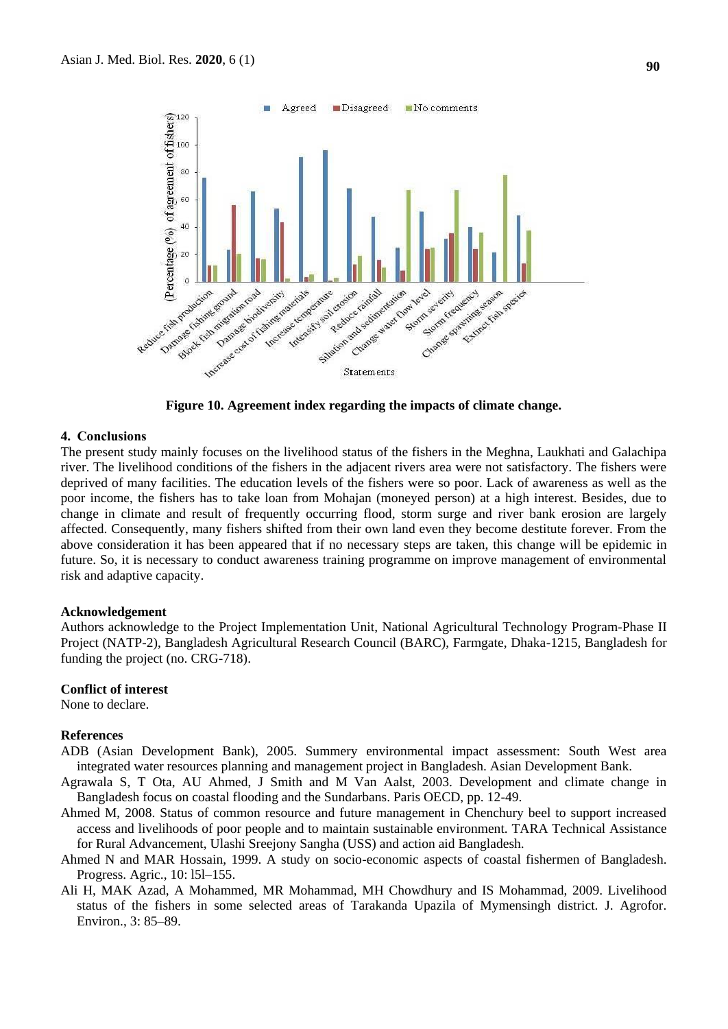Figure 10. Agreement index regarding the impacts of climate change.

## 4. Conclusions

The present study mainly focuses on the livelihood status of the fishers in the Meghna, Laukhati and Galachipa river. The livelihood conditions of the fishers in the adjacent rivers area were not satisfactory. The fishers were deprived of many facilities. The education levels of the fishers were so poor. Lack of awareness as well as the poor income, the fishers has to take loan from Mohajan (moneyed person) at a high interest. Besides, due to change in climate and result of frequently occurring flood, storm surge and river bank erosion are largely affected. Consequently, many fishers shifted from their own land even they become destitute forever. From the above consideration it has been appeared that if no necessary steps are taken, this change will be epidemic in future. So, it is necessary to conduct awareness training programme on improve management of environmental risk and adaptive capacity.

## Acknowledgement

Authors acknowledge to the Project Implementation Unit, National Agricultural Technology Program-Phase II Project (NATP-2), Bangladesh Agricultural Research Council (BARC), Farmgate, Dhaka-1215, Bangladesh for funding the project (no. CRG-718).

## Conflict of interest

None to declare.

## References

ADB (Asian Development Bank), 2005. Summery environmental impact assessment: South West area integrated water resources planning and management project in Bangladesh. Asian Development Bank.

Agrawala S, T Ota, AU Ahmed, J Smith and M Van Aalst, 2003. Development and climate change in Bangladesh focus on coastal flooding and the Sundarbans. Paris OECD, pp. 12-49.

Ahmed M, 2008. Status of common resource and future management in Chenchury beel to support increased access and livelihoods of poor people and to maintain sustainable environment. TARA Technical Assistance for Rural Advancement, Ulashi Sreejony Sangha (USS) and action aid Bangladesh.

Ahmed N and MAR Hossain, 1999. A study on socio-economic aspects of coastal fishermen of Bangladesh. Progress. Agric., 10: l5l–155.

Ali H, MAK Azad, A Mohammed, MR Mohammad, MH Chowdhury and IS Mohammad, 2009. Livelihood status of the fishers in some selected areas of Tarakanda Upazila of Mymensingh district. J. Agrofor. Environ., 3: 85–89.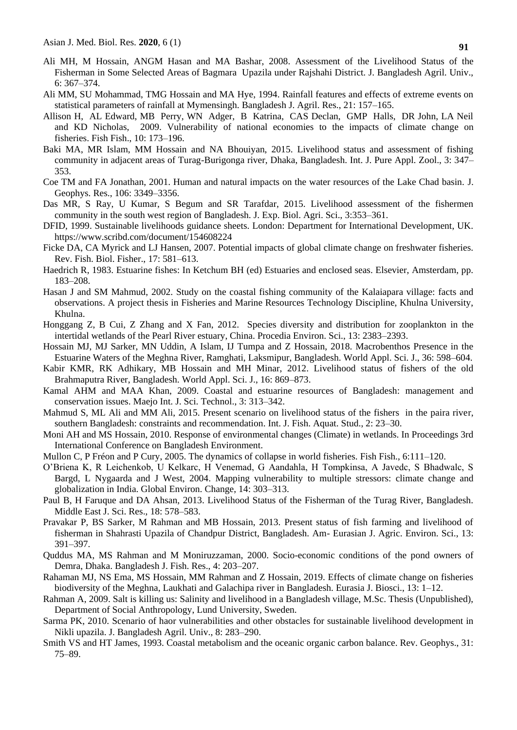Ali MH, M Hossain, ANGM Hasan and MA Bashar, 2008. Assessment of the Livelihood Status of the Fisherman in Some Selected Areas of Bagmara Upazila under Rajshahi District. J. Bangladesh Agril. Univ., 6: 367–374.

Ali MM, SU Mohammad, TMG Hossain and MA Hye, 1994. Rainfall features and effects of extreme events on statistical parameters of rainfall at Mymensingh. Bangladesh J. Agril. Res., 21: 157–165.

Allison H, AL Edward, MB Perry, WN Adger, B Katrina, CAS Declan, GMP Halls, DR John, LA Neil and KD Nicholas, 2009. Vulnerability of national economies to the impacts of climate change on fisheries. Fish Fish., 10: 173–196.

Baki MA, MR Islam, MM Hossain and NA Bhouiyan, 2015. Livelihood status and assessment of fishing community in adjacent areas of Turag-Burigonga river, Dhaka, Bangladesh. Int. J. Pure Appl. Zool., 3: 347–353.

Coe TM and FA Jonathan, 2001. Human and natural impacts on the water resources of the Lake Chad basin. J. Geophys. Res., 106: 3349–3356.

Das MR, S Ray, U Kumar, S Begum and SR Tarafdar, 2015. Livelihood assessment of the fishermen community in the south west region of Bangladesh. J. Exp. Biol. Agri. Sci., 3:353–361.

DFID, 1999. Sustainable livelihoods guidance sheets. London: Department for International Development, UK. https://www.scribd.com/document/154608224

Ficke DA, CA Myrick and LJ Hansen, 2007. Potential impacts of global climate change on freshwater fisheries. Rev. Fish. Biol. Fisher., 17: 581–613.

Haedrich R, 1983. Estuarine fishes: In Ketchum BH (ed) Estuaries and enclosed seas. Elsevier, Amsterdam, pp. 183–208.

Hasan J and SM Mahmud, 2002. Study on the coastal fishing community of the Kalaiapara village: facts and observations. A project thesis in Fisheries and Marine Resources Technology Discipline, Khulna University, Khulna.

Honggang Z, B Cui, Z Zhang and X Fan, 2012. Species diversity and distribution for zooplankton in the intertidal wetlands of the Pearl River estuary, China. Procedia Environ. Sci., 13: 2383–2393.

Hossain MJ, MJ Sarker, MN Uddin, A Islam, IJ Tumpa and Z Hossain, 2018. Macrobenthos Presence in the Estuarine Waters of the Meghna River, Ramghati, Laksmipur, Bangladesh. World Appl. Sci. J., 36: 598–604.

Kabir KMR, RK Adhikary, MB Hossain and MH Minar, 2012. Livelihood status of fishers of the old Brahmaputra River, Bangladesh. World Appl. Sci. J., 16: 869–873.

Kamal AHM and MAA Khan, 2009. Coastal and estuarine resources of Bangladesh: management and conservation issues. Maejo Int. J. Sci. Technol., 3: 313–342.

Mahmud S, ML Ali and MM Ali, 2015. Present scenario on livelihood status of the fishers in the paira river, southern Bangladesh: constraints and recommendation. Int. J. Fish. Aquat. Stud., 2: 23–30.

Moni AH and MS Hossain, 2010. Response of environmental changes (Climate) in wetlands. In Proceedings 3rd International Conference on Bangladesh Environment.

Mullon C, P Fréon and P Cury, 2005. The dynamics of collapse in world fisheries. Fish Fish., 6:111–120.

O'Briena K, R Leichenkob, U Kelkarc, H Venemad, G Aandahla, H Tompkinsa, A Javedc, S Bhadwalc, S Bargd, L Nygaarda and J West, 2004. Mapping vulnerability to multiple stressors: climate change and globalization in India. Global Environ. Change, 14: 303–313.

Paul B, H Faruque and DA Ahsan, 2013. Livelihood Status of the Fisherman of the Turag River, Bangladesh. Middle East J. Sci. Res., 18: 578–583.

Pravakar P, BS Sarker, M Rahman and MB Hossain, 2013. Present status of fish farming and livelihood of fisherman in Shahrasti Upazila of Chandpur District, Bangladesh. Am- Eurasian J. Agric. Environ. Sci., 13: 391–397.

Quddus MA, MS Rahman and M Moniruzzaman, 2000. Socio-economic conditions of the pond owners of Demra, Dhaka. Bangladesh J. Fish. Res., 4: 203–207.

Rahaman MJ, NS Ema, MS Hossain, MM Rahman and Z Hossain, 2019. Effects of climate change on fisheries biodiversity of the Meghna, Laukhati and Galachipa river in Bangladesh. Eurasia J. Biosci., 13: 1–12.

Rahman A, 2009. Salt is killing us: Salinity and livelihood in a Bangladesh village, M.Sc. Thesis (Unpublished), Department of Social Anthropology, Lund University, Sweden.

Sarma PK, 2010. Scenario of haor vulnerabilities and other obstacles for sustainable livelihood development in Nikli upazila. J. Bangladesh Agril. Univ., 8: 283–290.

Smith VS and HT James, 1993. Coastal metabolism and the oceanic organic carbon balance. Rev. Geophys., 31: 75–89.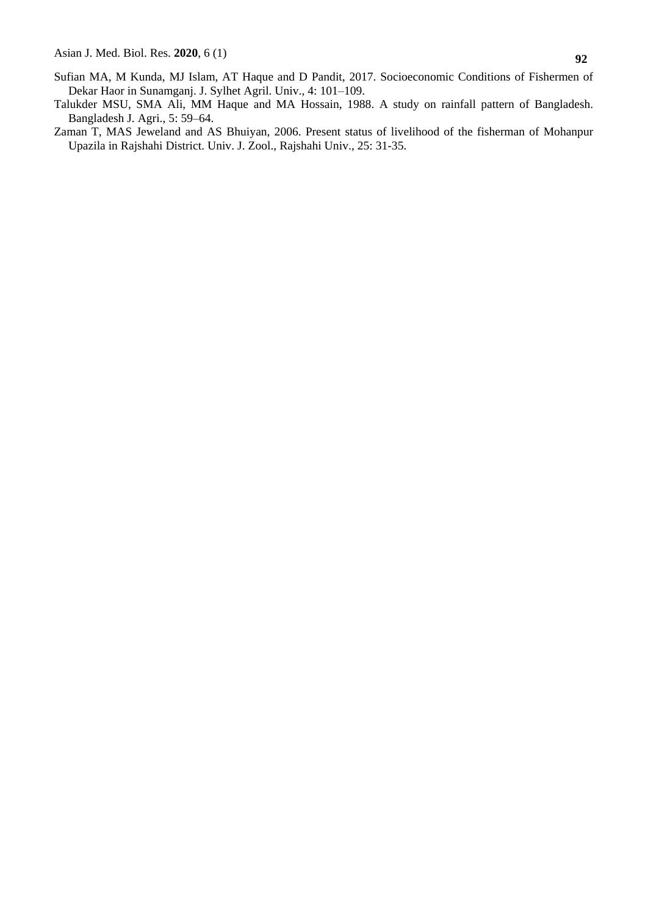Sufian MA, M Kunda, MJ Islam, AT Haque and D Pandit, 2017. Socioeconomic Conditions of Fishermen of Dekar Haor in Sunamganj. J. Sylhet Agril. Univ., 4: 101–109.

Talukder MSU, SMA Ali, MM Haque and MA Hossain, 1988. A study on rainfall pattern of Bangladesh. Bangladesh J. Agri., 5: 59–64.

Zaman T, MAS Jeweland and AS Bhuiyan, 2006. Present status of livelihood of the fisherman of Mohanpur Upazila in Rajshahi District. Univ. J. Zool., Rajshahi Univ., 25: 31-35.